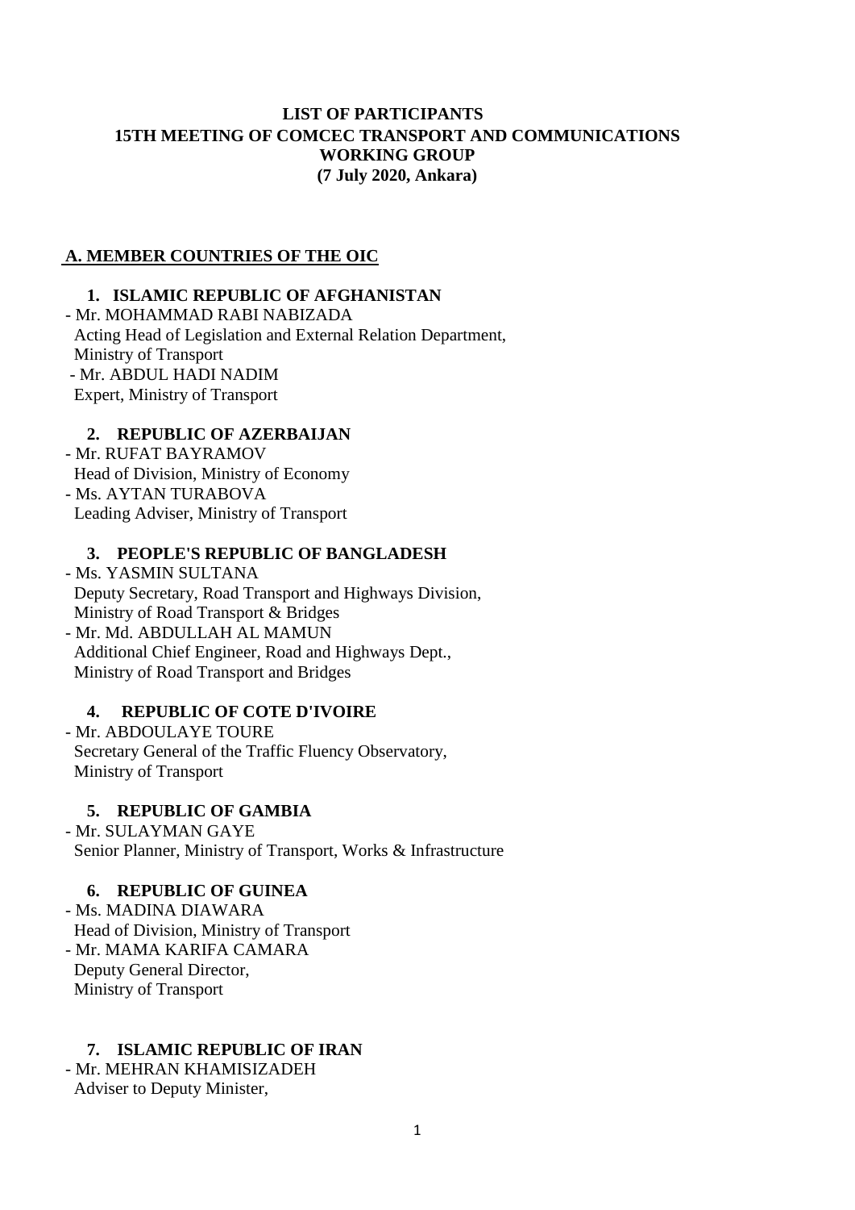# LIST OF PARTICIPANTS
# 15TH MEETING OF COMCEC TRANSPORT AND COMMUNICATIONS WORKING GROUP
# (7 July 2020, Ankara)

## A. MEMBER COUNTRIES OF THE OIC

### 1. ISLAMIC REPUBLIC OF AFGHANISTAN

- Mr. MOHAMMAD RABI NABIZADA
  Acting Head of Legislation and External Relation Department,
  Ministry of Transport
- Mr. ABDUL HADI NADIM
  Expert, Ministry of Transport

### 2. REPUBLIC OF AZERBAIJAN

- Mr. RUFAT BAYRAMOV
  Head of Division, Ministry of Economy
- Ms. AYTAN TURABOVA
  Leading Adviser, Ministry of Transport

### 3. PEOPLE'S REPUBLIC OF BANGLADESH

- Ms. YASMIN SULTANA
  Deputy Secretary, Road Transport and Highways Division,
  Ministry of Road Transport & Bridges
- Mr. Md. ABDULLAH AL MAMUN
  Additional Chief Engineer, Road and Highways Dept.,
  Ministry of Road Transport and Bridges

### 4. REPUBLIC OF COTE D'IVOIRE

- Mr. ABDOULAYE TOURE
  Secretary General of the Traffic Fluency Observatory,
  Ministry of Transport

### 5. REPUBLIC OF GAMBIA

- Mr. SULAYMAN GAYE
  Senior Planner, Ministry of Transport, Works & Infrastructure

### 6. REPUBLIC OF GUINEA

- Ms. MADINA DIAWARA
  Head of Division, Ministry of Transport
- Mr. MAMA KARIFA CAMARA
  Deputy General Director,
  Ministry of Transport

### 7. ISLAMIC REPUBLIC OF IRAN

- Mr. MEHRAN KHAMISIZADEH
  Adviser to Deputy Minister,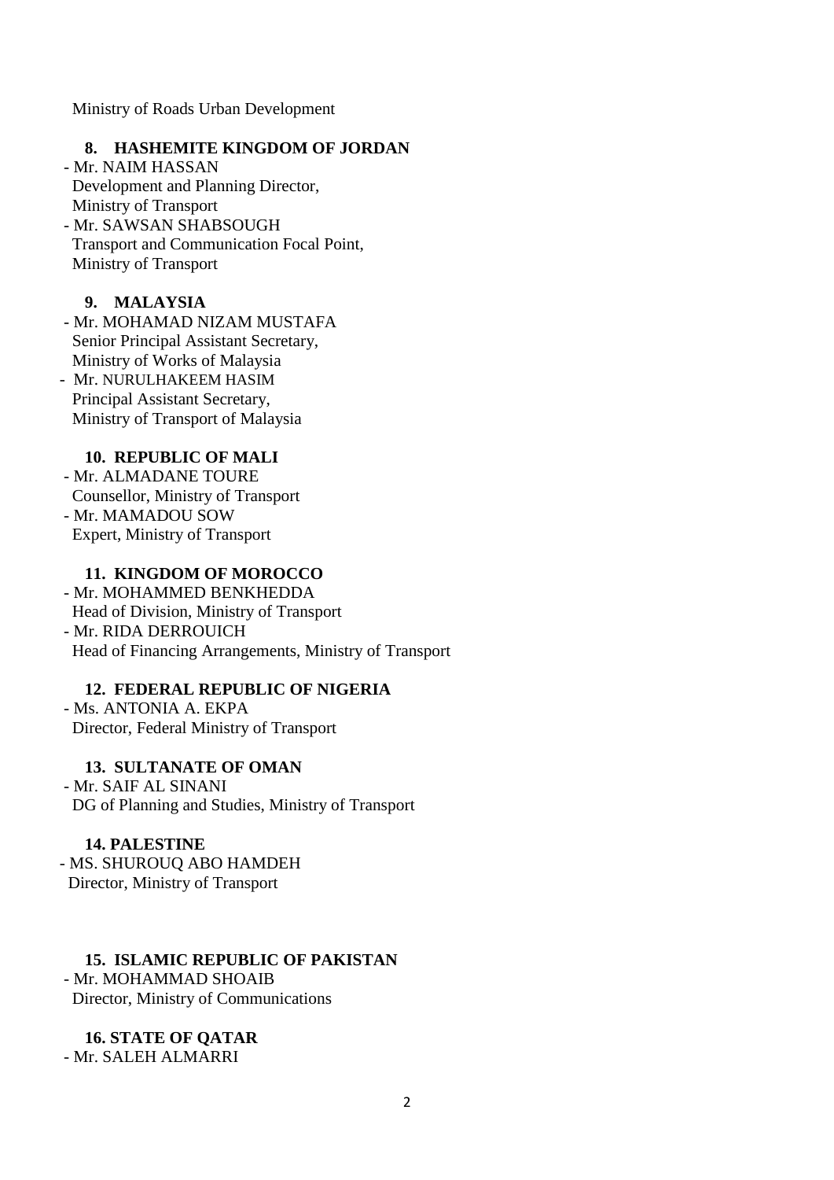Ministry of Roads Urban Development

**8. HASHEMITE KINGDOM OF JORDAN**

- Mr. NAIM HASSAN
  Development and Planning Director,
  Ministry of Transport
- Mr. SAWSAN SHABSOUGH
  Transport and Communication Focal Point,
  Ministry of Transport

**9. MALAYSIA**

- Mr. MOHAMAD NIZAM MUSTAFA
  Senior Principal Assistant Secretary,
  Ministry of Works of Malaysia
- Mr. NURULHAKEEM HASIM
  Principal Assistant Secretary,
  Ministry of Transport of Malaysia

**10. REPUBLIC OF MALI**

- Mr. ALMADANE TOURE
  Counsellor, Ministry of Transport
- Mr. MAMADOU SOW
  Expert, Ministry of Transport

**11. KINGDOM OF MOROCCO**

- Mr. MOHAMMED BENKHEDDA
  Head of Division, Ministry of Transport
- Mr. RIDA DERROUICH
  Head of Financing Arrangements, Ministry of Transport

**12. FEDERAL REPUBLIC OF NIGERIA**

- Ms. ANTONIA A. EKPA
  Director, Federal Ministry of Transport

**13. SULTANATE OF OMAN**

- Mr. SAIF AL SINANI
  DG of Planning and Studies, Ministry of Transport

**14. PALESTINE**

- MS. SHUROUQ ABO HAMDEH
  Director, Ministry of Transport

**15. ISLAMIC REPUBLIC OF PAKISTAN**

- Mr. MOHAMMAD SHOAIB
  Director, Ministry of Communications

**16. STATE OF QATAR**

- Mr. SALEH ALMARRI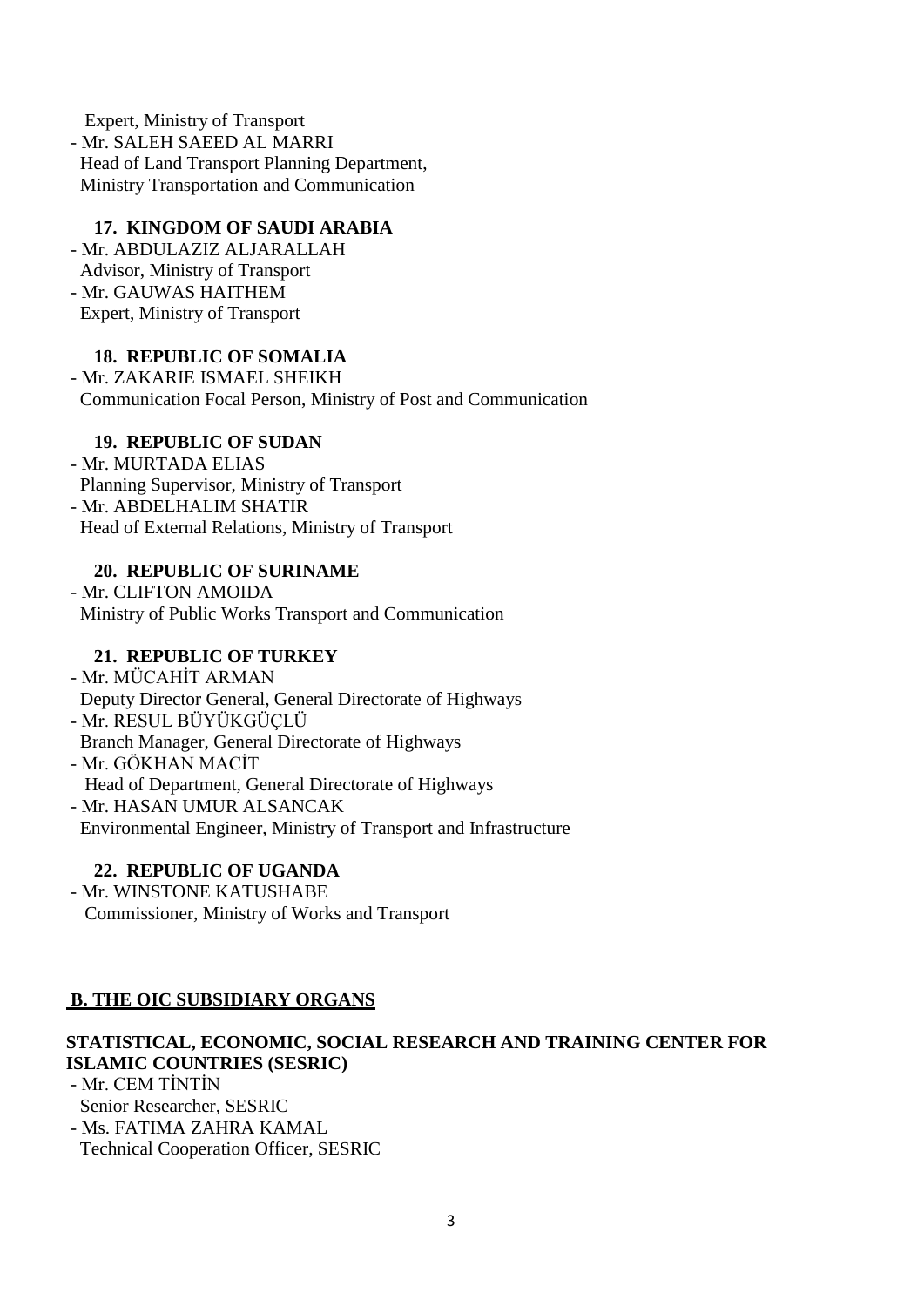Expert, Ministry of Transport
- Mr. SALEH SAEED AL MARRI
  Head of Land Transport Planning Department,
  Ministry Transportation and Communication

**17. KINGDOM OF SAUDI ARABIA**

- Mr. ABDULAZIZ ALJARALLAH
  Advisor, Ministry of Transport
- Mr. GAUWAS HAITHEM
  Expert, Ministry of Transport

**18. REPUBLIC OF SOMALIA**

- Mr. ZAKARIE ISMAEL SHEIKH
  Communication Focal Person, Ministry of Post and Communication

**19. REPUBLIC OF SUDAN**

- Mr. MURTADA ELIAS
  Planning Supervisor, Ministry of Transport
- Mr. ABDELHALIM SHATIR
  Head of External Relations, Ministry of Transport

**20. REPUBLIC OF SURINAME**

- Mr. CLIFTON AMOIDA
  Ministry of Public Works Transport and Communication

**21. REPUBLIC OF TURKEY**

- Mr. MÜCAHİT ARMAN
  Deputy Director General, General Directorate of Highways
- Mr. RESUL BÜYÜKGÜÇLÜ
  Branch Manager, General Directorate of Highways
- Mr. GÖKHAN MACİT
  Head of Department, General Directorate of Highways
- Mr. HASAN UMUR ALSANCAK
  Environmental Engineer, Ministry of Transport and Infrastructure

**22. REPUBLIC OF UGANDA**

- Mr. WINSTONE KATUSHABE
  Commissioner, Ministry of Works and Transport

## B. THE OIC SUBSIDIARY ORGANS

**STATISTICAL, ECONOMIC, SOCIAL RESEARCH AND TRAINING CENTER FOR ISLAMIC COUNTRIES (SESRIC)**

- Mr. CEM TİNTİN
  Senior Researcher, SESRIC
- Ms. FATIMA ZAHRA KAMAL
  Technical Cooperation Officer, SESRIC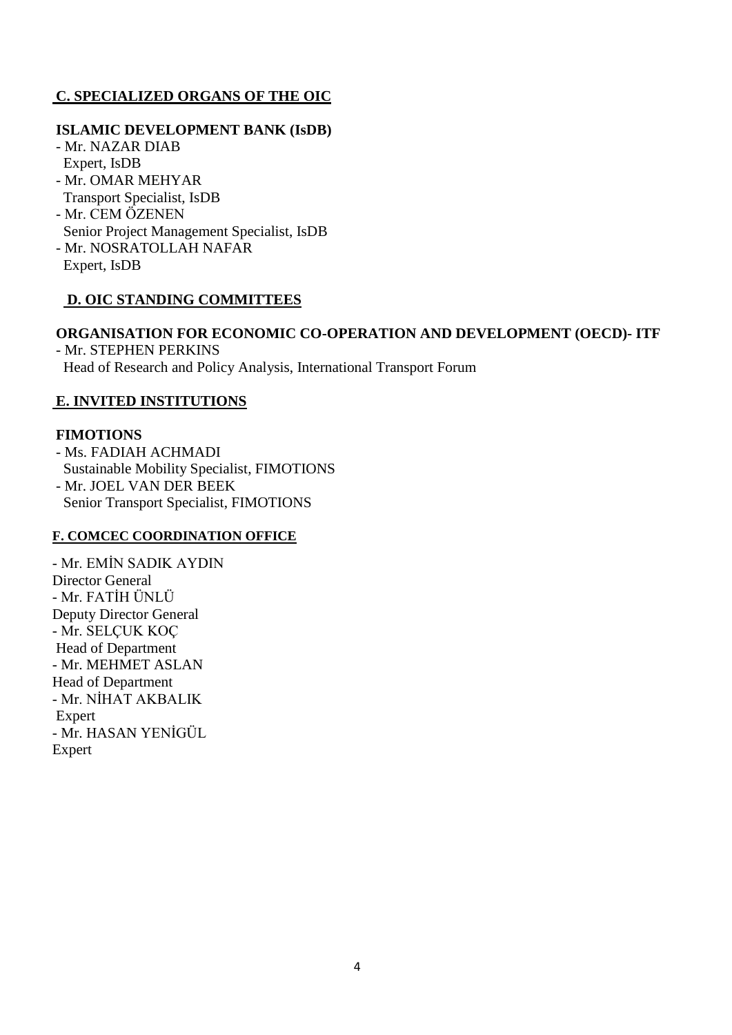## C. SPECIALIZED ORGANS OF THE OIC

**ISLAMIC DEVELOPMENT BANK (IsDB)**

- Mr. NAZAR DIAB
  Expert, IsDB
- Mr. OMAR MEHYAR
  Transport Specialist, IsDB
- Mr. CEM ÖZENEN
  Senior Project Management Specialist, IsDB
- Mr. NOSRATOLLAH NAFAR
  Expert, IsDB

## D. OIC STANDING COMMITTEES

**ORGANISATION FOR ECONOMIC CO-OPERATION AND DEVELOPMENT (OECD)- ITF**

- Mr. STEPHEN PERKINS
  Head of Research and Policy Analysis, International Transport Forum

## E. INVITED INSTITUTIONS

**FIMOTIONS**

- Ms. FADIAH ACHMADI
  Sustainable Mobility Specialist, FIMOTIONS
- Mr. JOEL VAN DER BEEK
  Senior Transport Specialist, FIMOTIONS

## F. COMCEC COORDINATION OFFICE

- Mr. EMİN SADIK AYDIN
  Director General
- Mr. FATİH ÜNLÜ
  Deputy Director General
- Mr. SELÇUK KOÇ
  Head of Department
- Mr. MEHMET ASLAN
  Head of Department
- Mr. NİHAT AKBALIK
  Expert
- Mr. HASAN YENİGÜL
  Expert